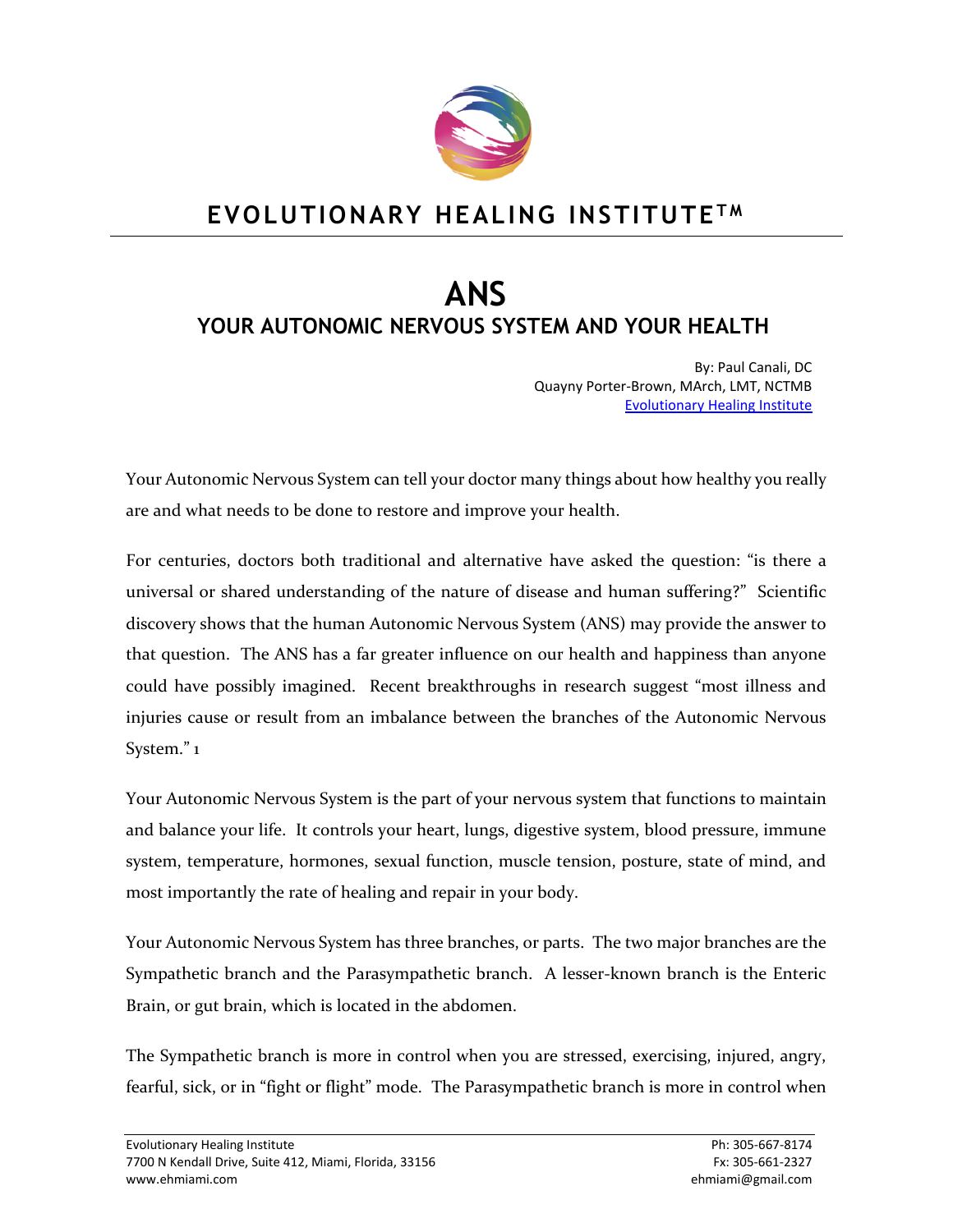**EVOLUTIONARY HEALING INSTITUTE™**

# ANS

## YOUR AUTONOMIC NERVOUS SYSTEM AND YOUR HEALTH

By: Paul Canali, DC
Quayny Porter-Brown, MArch, LMT, NCTMB
Evolutionary Healing Institute

Your Autonomic Nervous System can tell your doctor many things about how healthy you really are and what needs to be done to restore and improve your health.

For centuries, doctors both traditional and alternative have asked the question: "is there a universal or shared understanding of the nature of disease and human suffering?" Scientific discovery shows that the human Autonomic Nervous System (ANS) may provide the answer to that question. The ANS has a far greater influence on our health and happiness than anyone could have possibly imagined. Recent breakthroughs in research suggest "most illness and injuries cause or result from an imbalance between the branches of the Autonomic Nervous System." [1]

Your Autonomic Nervous System is the part of your nervous system that functions to maintain and balance your life. It controls your heart, lungs, digestive system, blood pressure, immune system, temperature, hormones, sexual function, muscle tension, posture, state of mind, and most importantly the rate of healing and repair in your body.

Your Autonomic Nervous System has three branches, or parts. The two major branches are the Sympathetic branch and the Parasympathetic branch. A lesser-known branch is the Enteric Brain, or gut brain, which is located in the abdomen.

The Sympathetic branch is more in control when you are stressed, exercising, injured, angry, fearful, sick, or in "fight or flight" mode. The Parasympathetic branch is more in control when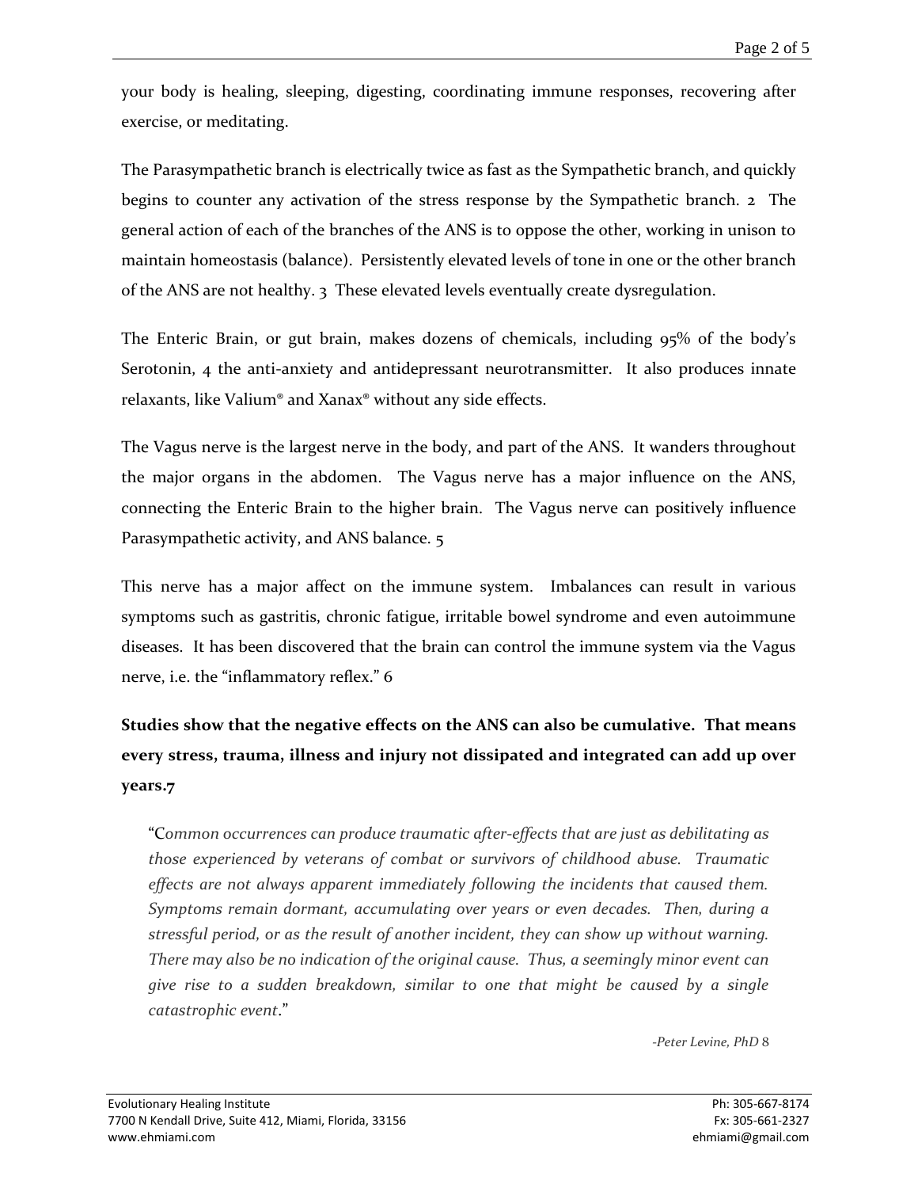your body is healing, sleeping, digesting, coordinating immune responses, recovering after exercise, or meditating.

The Parasympathetic branch is electrically twice as fast as the Sympathetic branch, and quickly begins to counter any activation of the stress response by the Sympathetic branch. [2] The general action of each of the branches of the ANS is to oppose the other, working in unison to maintain homeostasis (balance). Persistently elevated levels of tone in one or the other branch of the ANS are not healthy. [3] These elevated levels eventually create dysregulation.

The Enteric Brain, or gut brain, makes dozens of chemicals, including 95% of the body's Serotonin, [4] the anti-anxiety and antidepressant neurotransmitter. It also produces innate relaxants, like Valium® and Xanax® without any side effects.

The Vagus nerve is the largest nerve in the body, and part of the ANS. It wanders throughout the major organs in the abdomen. The Vagus nerve has a major influence on the ANS, connecting the Enteric Brain to the higher brain. The Vagus nerve can positively influence Parasympathetic activity, and ANS balance. [5]

This nerve has a major affect on the immune system. Imbalances can result in various symptoms such as gastritis, chronic fatigue, irritable bowel syndrome and even autoimmune diseases. It has been discovered that the brain can control the immune system via the Vagus nerve, i.e. the "inflammatory reflex." [6]

**Studies show that the negative effects on the ANS can also be cumulative. That means every stress, trauma, illness and injury not dissipated and integrated can add up over years.[7]**

> "*Common occurrences can produce traumatic after-effects that are just as debilitating as those experienced by veterans of combat or survivors of childhood abuse. Traumatic effects are not always apparent immediately following the incidents that caused them. Symptoms remain dormant, accumulating over years or even decades. Then, during a stressful period, or as the result of another incident, they can show up without warning. There may also be no indication of the original cause. Thus, a seemingly minor event can give rise to a sudden breakdown, similar to one that might be caused by a single catastrophic event*."
>
> *-Peter Levine, PhD* [8]

Evolutionary Healing Institute
7700 N Kendall Drive, Suite 412, Miami, Florida, 33156
www.ehmiami.com

Ph: 305-667-8174
Fx: 305-661-2327
ehmiami@gmail.com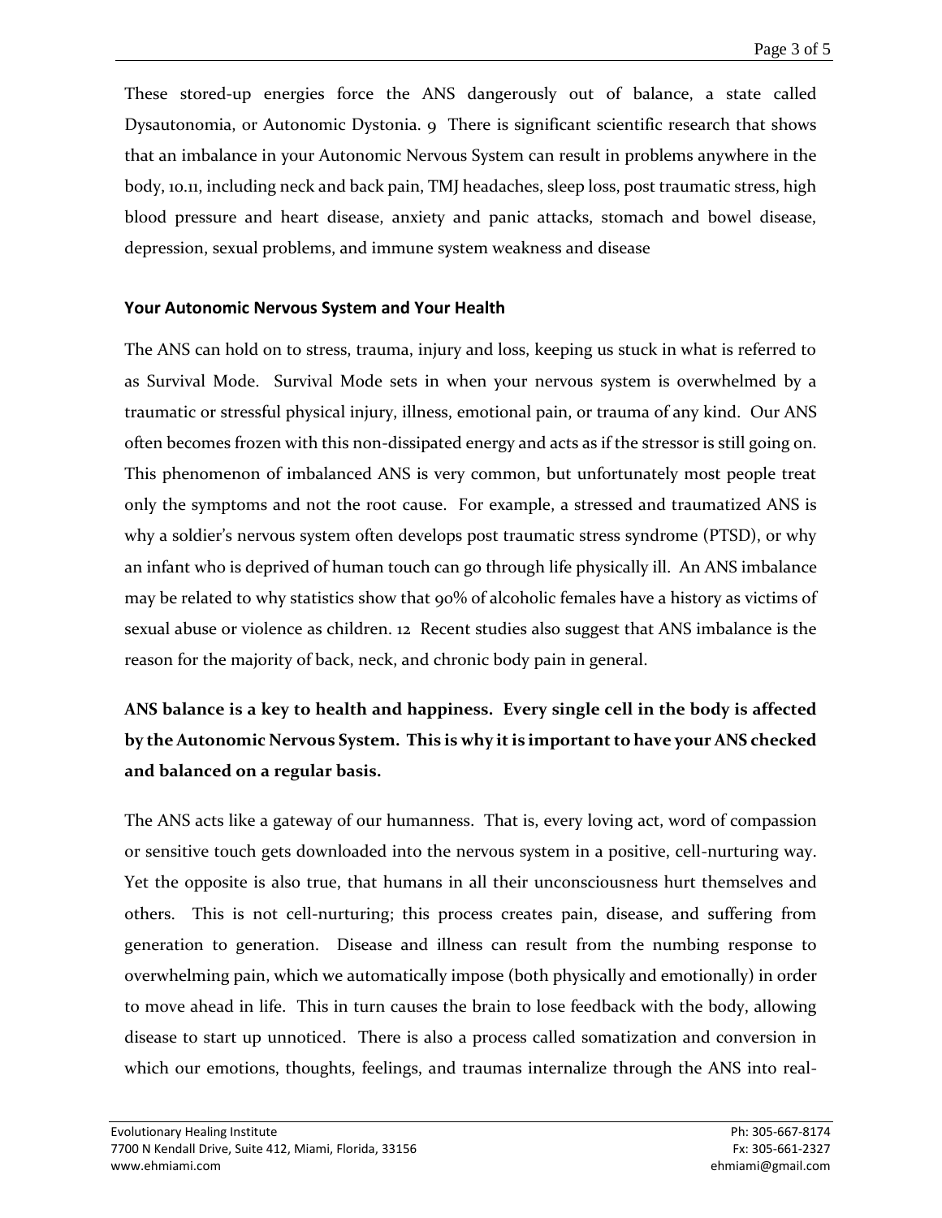These stored-up energies force the ANS dangerously out of balance, a state called Dysautonomia, or Autonomic Dystonia. 9 There is significant scientific research that shows that an imbalance in your Autonomic Nervous System can result in problems anywhere in the body, 10.11, including neck and back pain, TMJ headaches, sleep loss, post traumatic stress, high blood pressure and heart disease, anxiety and panic attacks, stomach and bowel disease, depression, sexual problems, and immune system weakness and disease

**Your Autonomic Nervous System and Your Health**

The ANS can hold on to stress, trauma, injury and loss, keeping us stuck in what is referred to as Survival Mode. Survival Mode sets in when your nervous system is overwhelmed by a traumatic or stressful physical injury, illness, emotional pain, or trauma of any kind. Our ANS often becomes frozen with this non-dissipated energy and acts as if the stressor is still going on. This phenomenon of imbalanced ANS is very common, but unfortunately most people treat only the symptoms and not the root cause. For example, a stressed and traumatized ANS is why a soldier's nervous system often develops post traumatic stress syndrome (PTSD), or why an infant who is deprived of human touch can go through life physically ill. An ANS imbalance may be related to why statistics show that 90% of alcoholic females have a history as victims of sexual abuse or violence as children. 12 Recent studies also suggest that ANS imbalance is the reason for the majority of back, neck, and chronic body pain in general.

**ANS balance is a key to health and happiness. Every single cell in the body is affected by the Autonomic Nervous System. This is why it is important to have your ANS checked and balanced on a regular basis.**

The ANS acts like a gateway of our humanness. That is, every loving act, word of compassion or sensitive touch gets downloaded into the nervous system in a positive, cell-nurturing way. Yet the opposite is also true, that humans in all their unconsciousness hurt themselves and others. This is not cell-nurturing; this process creates pain, disease, and suffering from generation to generation. Disease and illness can result from the numbing response to overwhelming pain, which we automatically impose (both physically and emotionally) in order to move ahead in life. This in turn causes the brain to lose feedback with the body, allowing disease to start up unnoticed. There is also a process called somatization and conversion in which our emotions, thoughts, feelings, and traumas internalize through the ANS into real-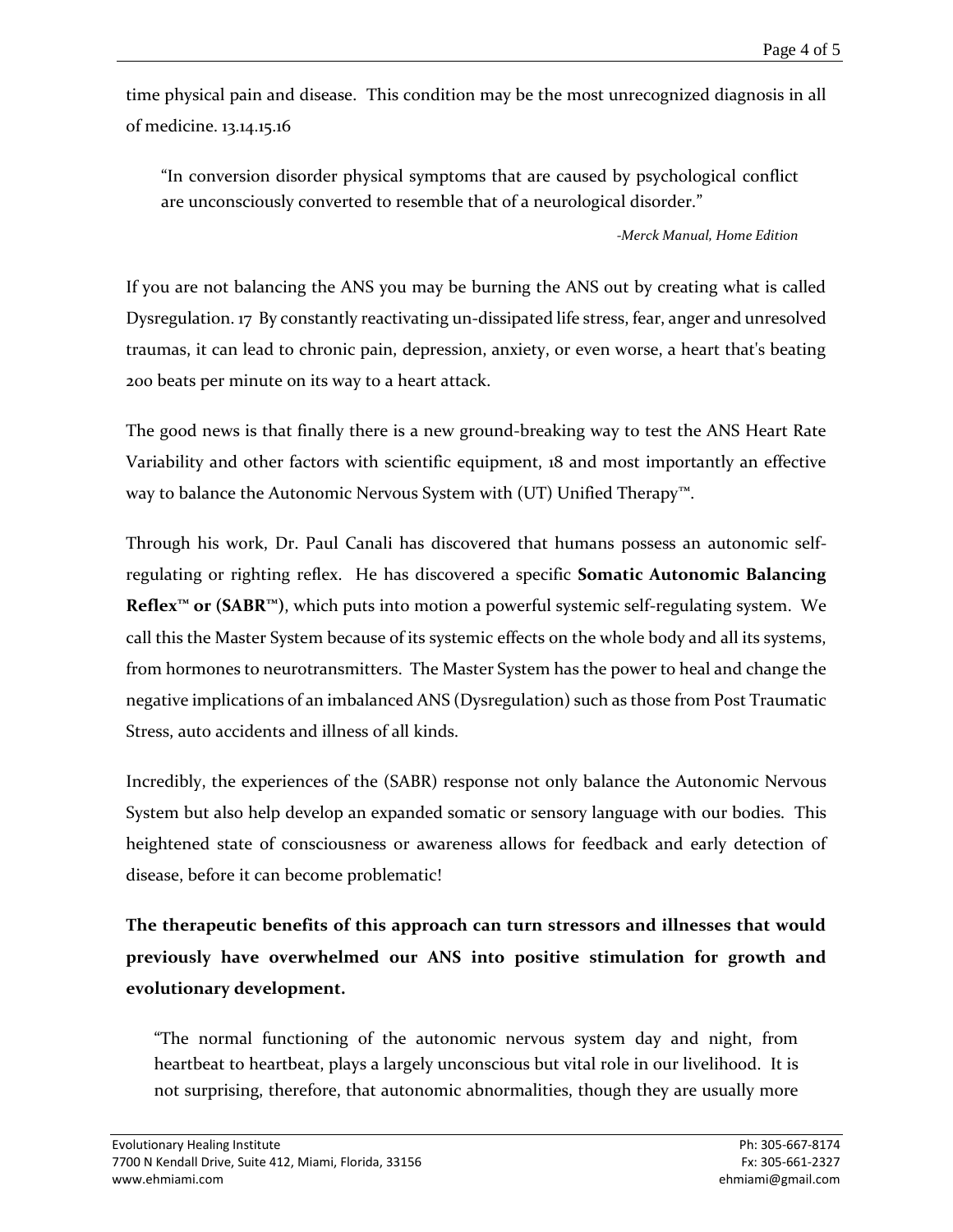time physical pain and disease. This condition may be the most unrecognized diagnosis in all of medicine. 13.14.15.16

> "In conversion disorder physical symptoms that are caused by psychological conflict are unconsciously converted to resemble that of a neurological disorder."
>
> *-Merck Manual, Home Edition*

If you are not balancing the ANS you may be burning the ANS out by creating what is called Dysregulation. 17 By constantly reactivating un-dissipated life stress, fear, anger and unresolved traumas, it can lead to chronic pain, depression, anxiety, or even worse, a heart that's beating 200 beats per minute on its way to a heart attack.

The good news is that finally there is a new ground-breaking way to test the ANS Heart Rate Variability and other factors with scientific equipment, 18 and most importantly an effective way to balance the Autonomic Nervous System with (UT) Unified Therapy™.

Through his work, Dr. Paul Canali has discovered that humans possess an autonomic self-regulating or righting reflex. He has discovered a specific **Somatic Autonomic Balancing Reflex™ or (SABR™)**, which puts into motion a powerful systemic self-regulating system. We call this the Master System because of its systemic effects on the whole body and all its systems, from hormones to neurotransmitters. The Master System has the power to heal and change the negative implications of an imbalanced ANS (Dysregulation) such as those from Post Traumatic Stress, auto accidents and illness of all kinds.

Incredibly, the experiences of the (SABR) response not only balance the Autonomic Nervous System but also help develop an expanded somatic or sensory language with our bodies. This heightened state of consciousness or awareness allows for feedback and early detection of disease, before it can become problematic!

**The therapeutic benefits of this approach can turn stressors and illnesses that would previously have overwhelmed our ANS into positive stimulation for growth and evolutionary development.**

> "The normal functioning of the autonomic nervous system day and night, from heartbeat to heartbeat, plays a largely unconscious but vital role in our livelihood. It is not surprising, therefore, that autonomic abnormalities, though they are usually more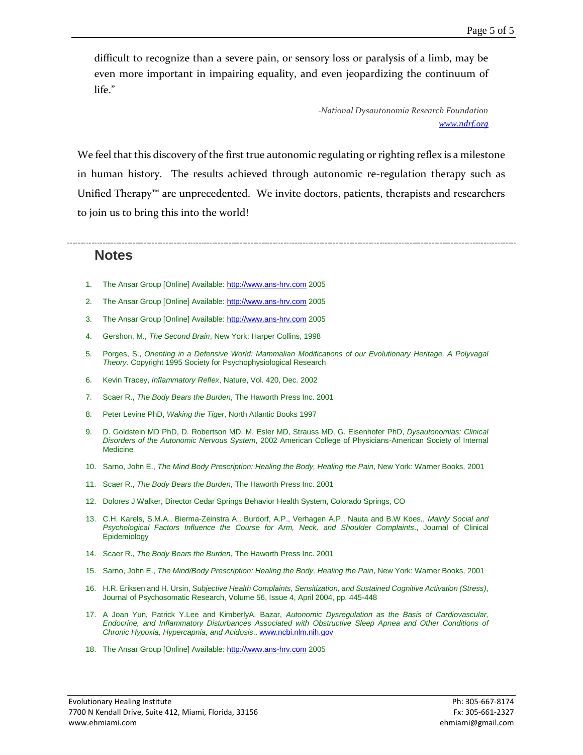difficult to recognize than a severe pain, or sensory loss or paralysis of a limb, may be even more important in impairing equality, and even jeopardizing the continuum of life."

*-National Dysautonomia Research Foundation*
*www.ndrf.org*

We feel that this discovery of the first true autonomic regulating or righting reflex is a milestone in human history. The results achieved through autonomic re-regulation therapy such as Unified Therapy™ are unprecedented. We invite doctors, patients, therapists and researchers to join us to bring this into the world!

---

## Notes

1. The Ansar Group [Online] Available: http://www.ans-hrv.com 2005
2. The Ansar Group [Online] Available: http://www.ans-hrv.com 2005
3. The Ansar Group [Online] Available: http://www.ans-hrv.com 2005
4. Gershon, M., *The Second Brain*, New York: Harper Collins, 1998
5. Porges, S., *Orienting in a Defensive World: Mammalian Modifications of our Evolutionary Heritage. A Polyvagal Theory*. Copyright 1995 Society for Psychophysiological Research
6. Kevin Tracey, *Inflammatory Reflex*, Nature, Vol. 420, Dec. 2002
7. Scaer R., *The Body Bears the Burden*, The Haworth Press Inc. 2001
8. Peter Levine PhD, *Waking the Tiger*, North Atlantic Books 1997
9. D. Goldstein MD PhD, D. Robertson MD, M. Esler MD, Strauss MD, G. Eisenhofer PhD, *Dysautonomias: Clinical Disorders of the Autonomic Nervous System*, 2002 American College of Physicians-American Society of Internal Medicine
10. Sarno, John E., *The Mind Body Prescription: Healing the Body, Healing the Pain*, New York: Warner Books, 2001
11. Scaer R., *The Body Bears the Burden*, The Haworth Press Inc. 2001
12. Dolores J Walker, Director Cedar Springs Behavior Health System, Colorado Springs, CO
13. C.H. Karels, S.M.A., Bierma-Zeinstra A., Burdorf, A.P., Verhagen A.P., Nauta and B.W Koes., *Mainly Social and Psychological Factors Influence the Course for Arm, Neck, and Shoulder Complaints*., Journal of Clinical Epidemiology
14. Scaer R., *The Body Bears the Burden*, The Haworth Press Inc. 2001
15. Sarno, John E., *The Mind/Body Prescription: Healing the Body, Healing the Pain*, New York: Warner Books, 2001
16. H.R. Eriksen and H. Ursin, *Subjective Health Complaints, Sensitization, and Sustained Cognitive Activation (Stress)*, Journal of Psychosomatic Research, Volume 56, Issue 4, April 2004, pp. 445-448
17. A Joan Yun, Patrick Y.Lee and KimberlyA. Bazar, *Autonomic Dysregulation as the Basis of Cardiovascular, Endocrine, and Inflammatory Disturbances Associated with Obstructive Sleep Apnea and Other Conditions of Chronic Hypoxia, Hypercapnia, and Acidosis*,. www.ncbi.nlm.nih.gov
18. The Ansar Group [Online] Available: http://www.ans-hrv.com 2005

Evolutionary Healing Institute
7700 N Kendall Drive, Suite 412, Miami, Florida, 33156
www.ehmiami.com

Ph: 305-667-8174
Fx: 305-661-2327
ehmiami@gmail.com